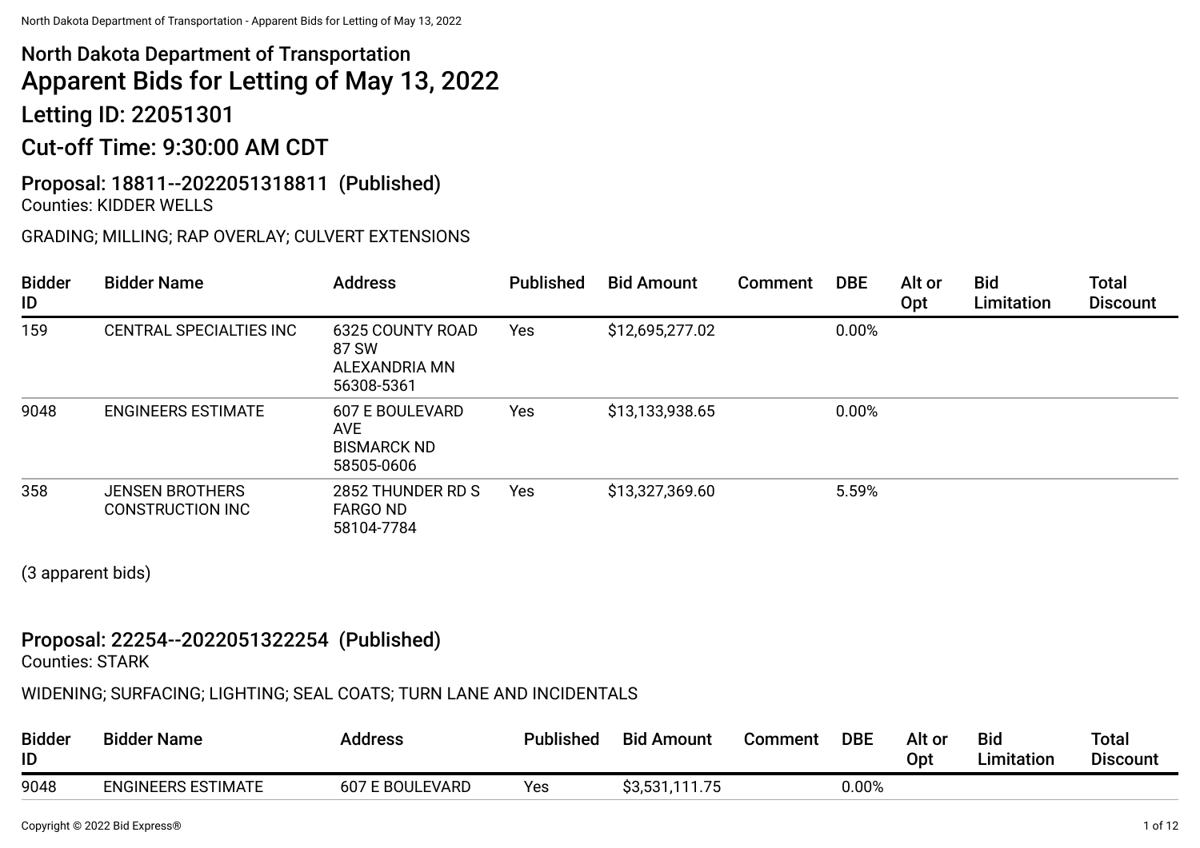# North Dakota Department of Transportation

# Apparent Bids for Letting of May 13, 2022

## Letting ID: 22051301

## Cut-off Time: 9:30:00 AM CDT

### Proposal: 18811--2022051318811 (Published)

Counties: KIDDER WELLS

GRADING; MILLING; RAP OVERLAY; CULVERT EXTENSIONS

| Bidder ID | Bidder Name | Address | Published | Bid Amount | Comment | DBE | Alt or Opt | Bid Limitation | Total Discount |
|---|---|---|---|---|---|---|---|---|---|
| 159 | CENTRAL SPECIALTIES INC | 6325 COUNTY ROAD 87 SW ALEXANDRIA MN 56308-5361 | Yes | $12,695,277.02 | | 0.00% | | | |
| 9048 | ENGINEERS ESTIMATE | 607 E BOULEVARD AVE BISMARCK ND 58505-0606 | Yes | $13,133,938.65 | | 0.00% | | | |
| 358 | JENSEN BROTHERS CONSTRUCTION INC | 2852 THUNDER RD S FARGO ND 58104-7784 | Yes | $13,327,369.60 | | 5.59% | | | |

(3 apparent bids)

### Proposal: 22254--2022051322254 (Published)

Counties: STARK

WIDENING; SURFACING; LIGHTING; SEAL COATS; TURN LANE AND INCIDENTALS

| Bidder ID | Bidder Name | Address | Published | Bid Amount | Comment | DBE | Alt or Opt | Bid Limitation | Total Discount |
|---|---|---|---|---|---|---|---|---|---|
| 9048 | ENGINEERS ESTIMATE | 607 E BOULEVARD | Yes | $3,531,111.75 | | 0.00% | | | |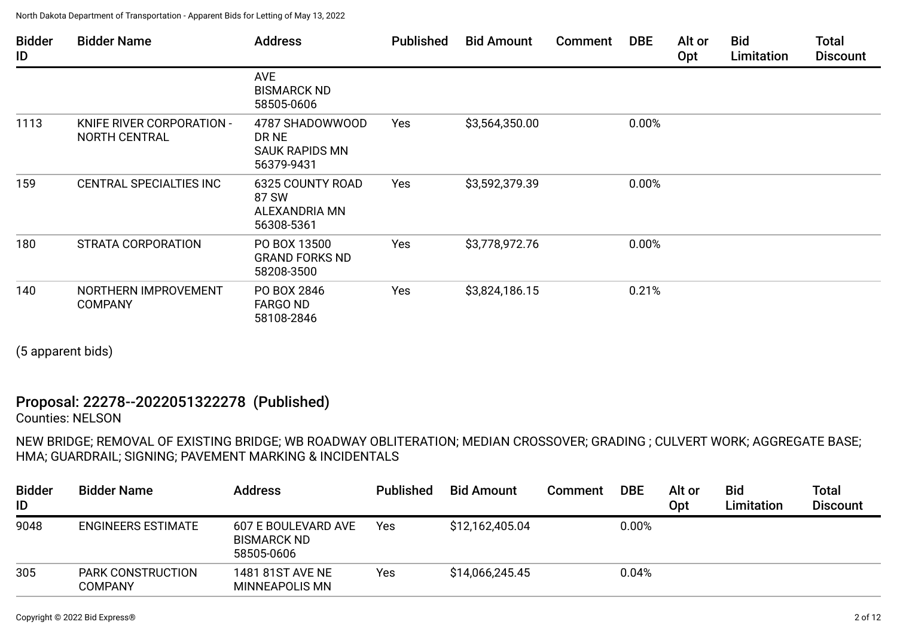| Bidder ID | Bidder Name | Address | Published | Bid Amount | Comment | DBE | Alt or Opt | Bid Limitation | Total Discount |
|---|---|---|---|---|---|---|---|---|---|
| | | AVE BISMARCK ND 58505-0606 | | | | | | | |
| 1113 | KNIFE RIVER CORPORATION - NORTH CENTRAL | 4787 SHADOWWOOD DR NE SAUK RAPIDS MN 56379-9431 | Yes | $3,564,350.00 | | 0.00% | | | |
| 159 | CENTRAL SPECIALTIES INC | 6325 COUNTY ROAD 87 SW ALEXANDRIA MN 56308-5361 | Yes | $3,592,379.39 | | 0.00% | | | |
| 180 | STRATA CORPORATION | PO BOX 13500 GRAND FORKS ND 58208-3500 | Yes | $3,778,972.76 | | 0.00% | | | |
| 140 | NORTHERN IMPROVEMENT COMPANY | PO BOX 2846 FARGO ND 58108-2846 | Yes | $3,824,186.15 | | 0.21% | | | |

(5 apparent bids)

## Proposal: 22278--2022051322278 (Published)

Counties: NELSON

NEW BRIDGE; REMOVAL OF EXISTING BRIDGE; WB ROADWAY OBLITERATION; MEDIAN CROSSOVER; GRADING ; CULVERT WORK; AGGREGATE BASE; HMA; GUARDRAIL; SIGNING; PAVEMENT MARKING & INCIDENTALS

| Bidder ID | Bidder Name | Address | Published | Bid Amount | Comment | DBE | Alt or Opt | Bid Limitation | Total Discount |
|---|---|---|---|---|---|---|---|---|---|
| 9048 | ENGINEERS ESTIMATE | 607 E BOULEVARD AVE BISMARCK ND 58505-0606 | Yes | $12,162,405.04 | | 0.00% | | | |
| 305 | PARK CONSTRUCTION COMPANY | 1481 81ST AVE NE MINNEAPOLIS MN | Yes | $14,066,245.45 | | 0.04% | | | |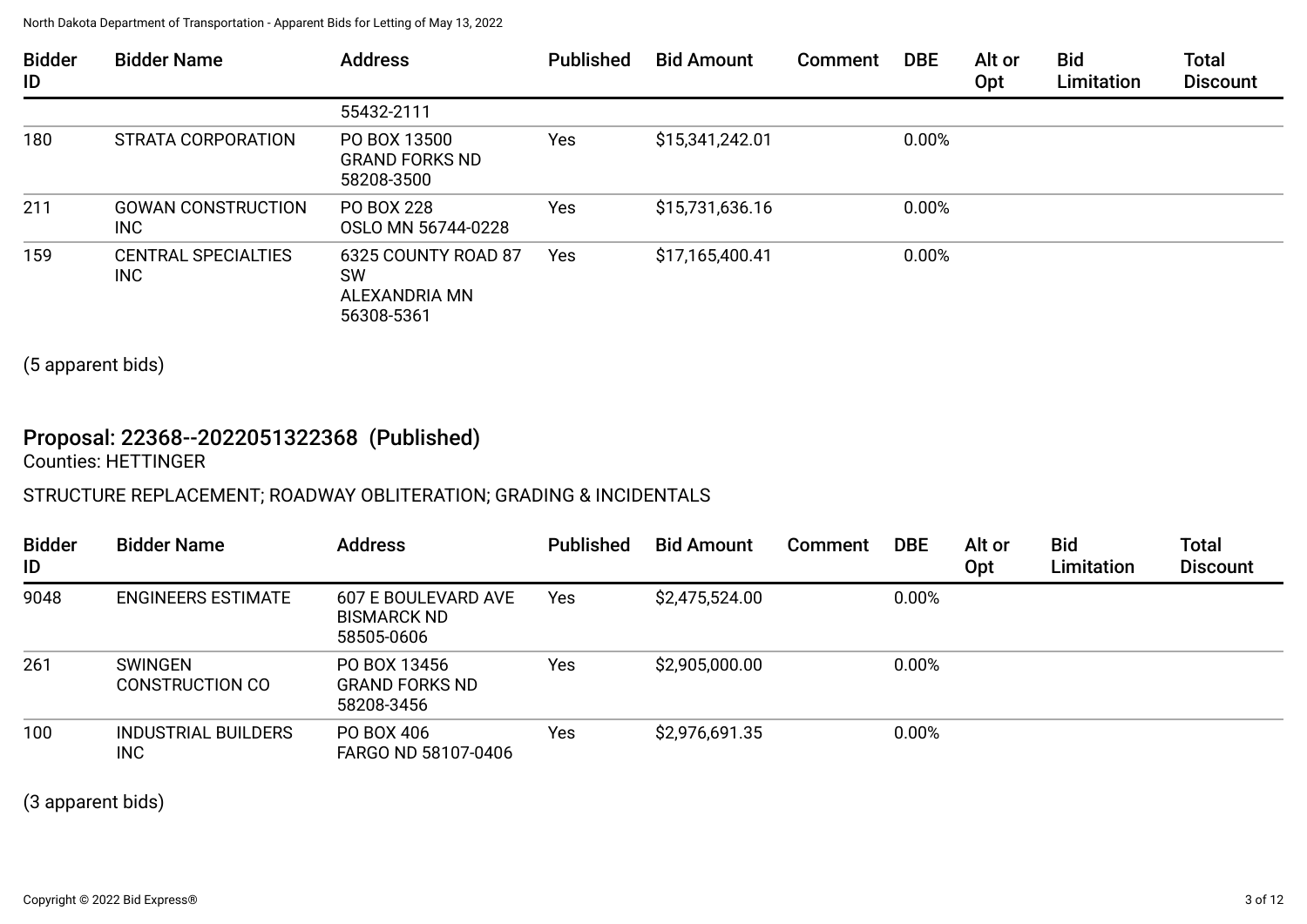| Bidder ID | Bidder Name | Address | Published | Bid Amount | Comment | DBE | Alt or Opt | Bid Limitation | Total Discount |
|---|---|---|---|---|---|---|---|---|---|
| | | 55432-2111 | | | | | | | |
| 180 | STRATA CORPORATION | PO BOX 13500 GRAND FORKS ND 58208-3500 | Yes | $15,341,242.01 | | 0.00% | | | |
| 211 | GOWAN CONSTRUCTION INC | PO BOX 228 OSLO MN 56744-0228 | Yes | $15,731,636.16 | | 0.00% | | | |
| 159 | CENTRAL SPECIALTIES INC | 6325 COUNTY ROAD 87 SW ALEXANDRIA MN 56308-5361 | Yes | $17,165,400.41 | | 0.00% | | | |

(5 apparent bids)

## Proposal: 22368--2022051322368 (Published)

Counties: HETTINGER

STRUCTURE REPLACEMENT; ROADWAY OBLITERATION; GRADING & INCIDENTALS

| Bidder ID | Bidder Name | Address | Published | Bid Amount | Comment | DBE | Alt or Opt | Bid Limitation | Total Discount |
|---|---|---|---|---|---|---|---|---|---|
| 9048 | ENGINEERS ESTIMATE | 607 E BOULEVARD AVE BISMARCK ND 58505-0606 | Yes | $2,475,524.00 | | 0.00% | | | |
| 261 | SWINGEN CONSTRUCTION CO | PO BOX 13456 GRAND FORKS ND 58208-3456 | Yes | $2,905,000.00 | | 0.00% | | | |
| 100 | INDUSTRIAL BUILDERS INC | PO BOX 406 FARGO ND 58107-0406 | Yes | $2,976,691.35 | | 0.00% | | | |

(3 apparent bids)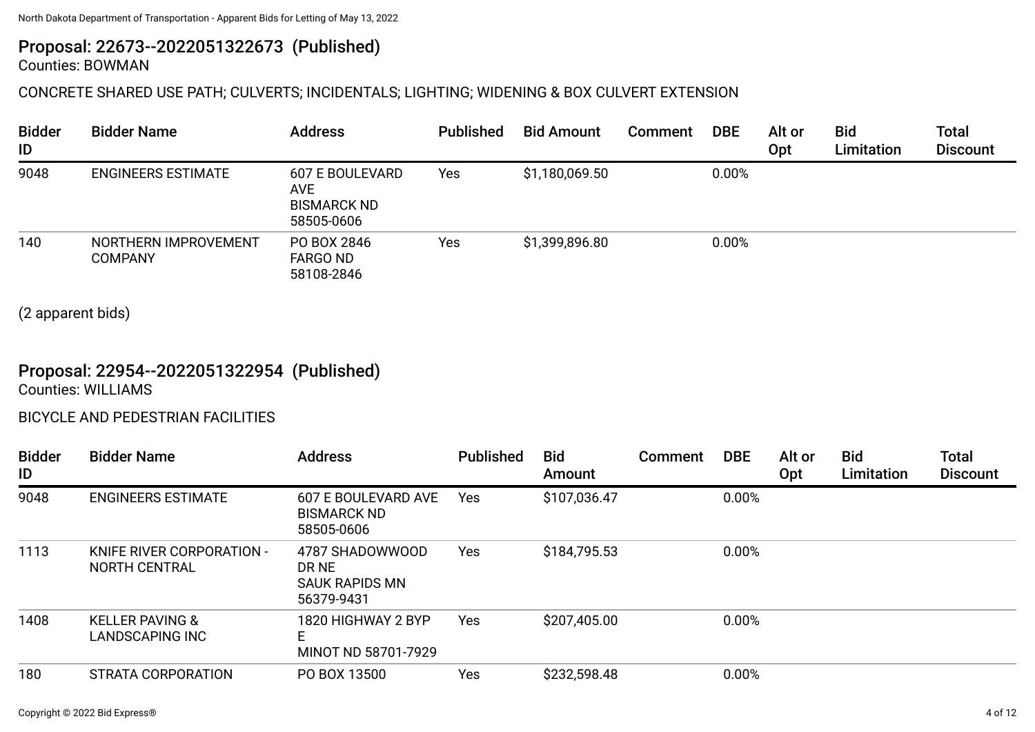## Proposal: 22673--2022051322673 (Published)

Counties: BOWMAN

CONCRETE SHARED USE PATH; CULVERTS; INCIDENTALS; LIGHTING; WIDENING & BOX CULVERT EXTENSION

| Bidder ID | Bidder Name | Address | Published | Bid Amount | Comment | DBE | Alt or Opt | Bid Limitation | Total Discount |
|---|---|---|---|---|---|---|---|---|---|
| 9048 | ENGINEERS ESTIMATE | 607 E BOULEVARD AVE BISMARCK ND 58505-0606 | Yes | $1,180,069.50 | | 0.00% | | | |
| 140 | NORTHERN IMPROVEMENT COMPANY | PO BOX 2846 FARGO ND 58108-2846 | Yes | $1,399,896.80 | | 0.00% | | | |

(2 apparent bids)

## Proposal: 22954--2022051322954 (Published)

Counties: WILLIAMS

BICYCLE AND PEDESTRIAN FACILITIES

| Bidder ID | Bidder Name | Address | Published | Bid Amount | Comment | DBE | Alt or Opt | Bid Limitation | Total Discount |
|---|---|---|---|---|---|---|---|---|---|
| 9048 | ENGINEERS ESTIMATE | 607 E BOULEVARD AVE BISMARCK ND 58505-0606 | Yes | $107,036.47 | | 0.00% | | | |
| 1113 | KNIFE RIVER CORPORATION - NORTH CENTRAL | 4787 SHADOWWOOD DR NE SAUK RAPIDS MN 56379-9431 | Yes | $184,795.53 | | 0.00% | | | |
| 1408 | KELLER PAVING & LANDSCAPING INC | 1820 HIGHWAY 2 BYP E MINOT ND 58701-7929 | Yes | $207,405.00 | | 0.00% | | | |
| 180 | STRATA CORPORATION | PO BOX 13500 | Yes | $232,598.48 | | 0.00% | | | |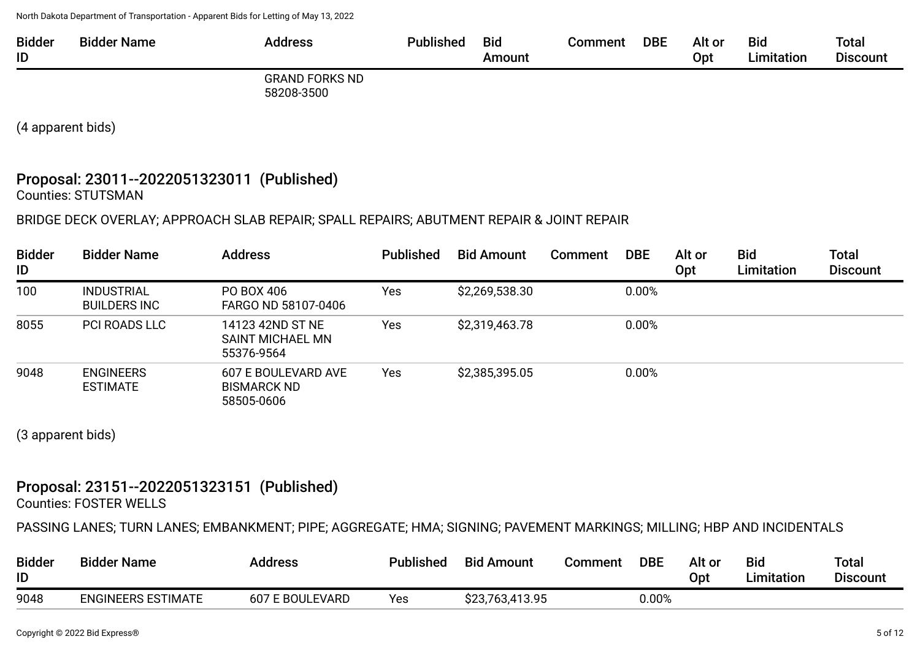| Bidder ID | Bidder Name | Address | Published | Bid Amount | Comment | DBE | Alt or Opt | Bid Limitation | Total Discount |
|---|---|---|---|---|---|---|---|---|---|
| | | GRAND FORKS ND 58208-3500 | | | | | | | |

(4 apparent bids)

## Proposal: 23011--2022051323011 (Published)

Counties: STUTSMAN

BRIDGE DECK OVERLAY; APPROACH SLAB REPAIR; SPALL REPAIRS; ABUTMENT REPAIR & JOINT REPAIR

| Bidder ID | Bidder Name | Address | Published | Bid Amount | Comment | DBE | Alt or Opt | Bid Limitation | Total Discount |
|---|---|---|---|---|---|---|---|---|---|
| 100 | INDUSTRIAL BUILDERS INC | PO BOX 406 FARGO ND 58107-0406 | Yes | $2,269,538.30 | | 0.00% | | | |
| 8055 | PCI ROADS LLC | 14123 42ND ST NE SAINT MICHAEL MN 55376-9564 | Yes | $2,319,463.78 | | 0.00% | | | |
| 9048 | ENGINEERS ESTIMATE | 607 E BOULEVARD AVE BISMARCK ND 58505-0606 | Yes | $2,385,395.05 | | 0.00% | | | |

(3 apparent bids)

## Proposal: 23151--2022051323151 (Published)

Counties: FOSTER WELLS

PASSING LANES; TURN LANES; EMBANKMENT; PIPE; AGGREGATE; HMA; SIGNING; PAVEMENT MARKINGS; MILLING; HBP AND INCIDENTALS

| Bidder ID | Bidder Name | Address | Published | Bid Amount | Comment | DBE | Alt or Opt | Bid Limitation | Total Discount |
|---|---|---|---|---|---|---|---|---|---|
| 9048 | ENGINEERS ESTIMATE | 607 E BOULEVARD | Yes | $23,763,413.95 | | 0.00% | | | |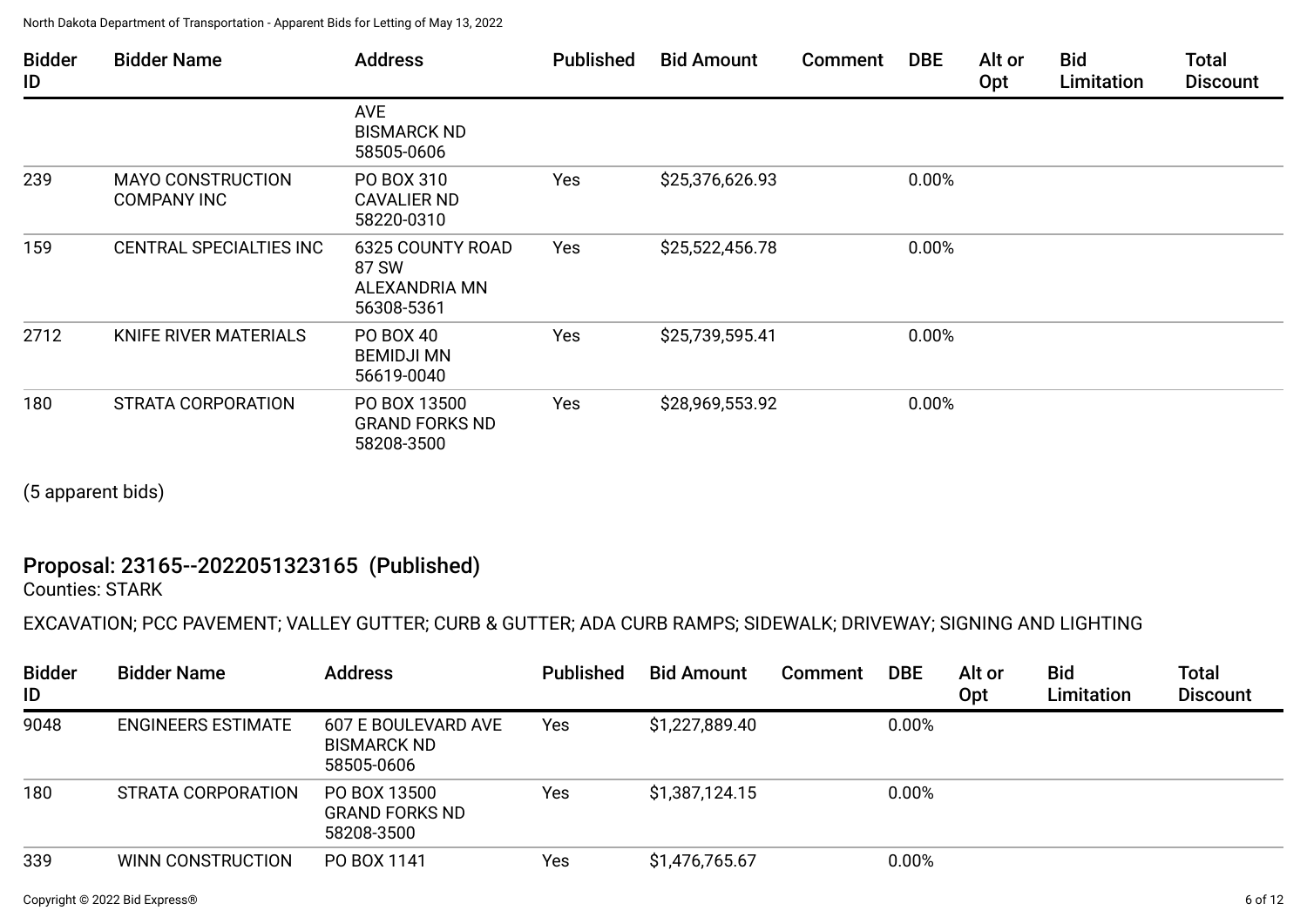| Bidder ID | Bidder Name | Address | Published | Bid Amount | Comment | DBE | Alt or Opt | Bid Limitation | Total Discount |
|---|---|---|---|---|---|---|---|---|---|
| | | AVE BISMARCK ND 58505-0606 | | | | | | | |
| 239 | MAYO CONSTRUCTION COMPANY INC | PO BOX 310 CAVALIER ND 58220-0310 | Yes | $25,376,626.93 | | 0.00% | | | |
| 159 | CENTRAL SPECIALTIES INC | 6325 COUNTY ROAD 87 SW ALEXANDRIA MN 56308-5361 | Yes | $25,522,456.78 | | 0.00% | | | |
| 2712 | KNIFE RIVER MATERIALS | PO BOX 40 BEMIDJI MN 56619-0040 | Yes | $25,739,595.41 | | 0.00% | | | |
| 180 | STRATA CORPORATION | PO BOX 13500 GRAND FORKS ND 58208-3500 | Yes | $28,969,553.92 | | 0.00% | | | |

(5 apparent bids)

## Proposal: 23165--2022051323165 (Published)

Counties: STARK

EXCAVATION; PCC PAVEMENT; VALLEY GUTTER; CURB & GUTTER; ADA CURB RAMPS; SIDEWALK; DRIVEWAY; SIGNING AND LIGHTING

| Bidder ID | Bidder Name | Address | Published | Bid Amount | Comment | DBE | Alt or Opt | Bid Limitation | Total Discount |
|---|---|---|---|---|---|---|---|---|---|
| 9048 | ENGINEERS ESTIMATE | 607 E BOULEVARD AVE BISMARCK ND 58505-0606 | Yes | $1,227,889.40 | | 0.00% | | | |
| 180 | STRATA CORPORATION | PO BOX 13500 GRAND FORKS ND 58208-3500 | Yes | $1,387,124.15 | | 0.00% | | | |
| 339 | WINN CONSTRUCTION | PO BOX 1141 | Yes | $1,476,765.67 | | 0.00% | | | |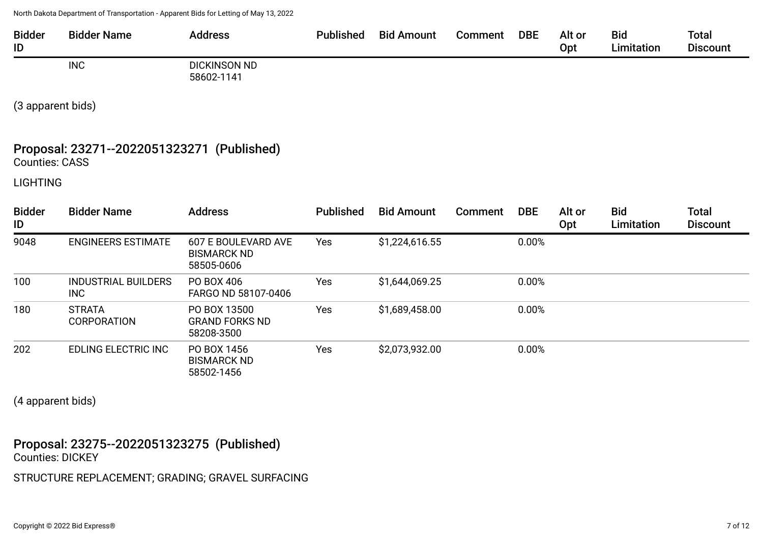| Bidder ID | Bidder Name | Address | Published | Bid Amount | Comment | DBE | Alt or Opt | Bid Limitation | Total Discount |
|---|---|---|---|---|---|---|---|---|---|
| | INC | DICKINSON ND 58602-1141 | | | | | | | |

(3 apparent bids)

## Proposal: 23271--2022051323271 (Published)

Counties: CASS

LIGHTING

| Bidder ID | Bidder Name | Address | Published | Bid Amount | Comment | DBE | Alt or Opt | Bid Limitation | Total Discount |
|---|---|---|---|---|---|---|---|---|---|
| 9048 | ENGINEERS ESTIMATE | 607 E BOULEVARD AVE BISMARCK ND 58505-0606 | Yes | $1,224,616.55 | | 0.00% | | | |
| 100 | INDUSTRIAL BUILDERS INC | PO BOX 406 FARGO ND 58107-0406 | Yes | $1,644,069.25 | | 0.00% | | | |
| 180 | STRATA CORPORATION | PO BOX 13500 GRAND FORKS ND 58208-3500 | Yes | $1,689,458.00 | | 0.00% | | | |
| 202 | EDLING ELECTRIC INC | PO BOX 1456 BISMARCK ND 58502-1456 | Yes | $2,073,932.00 | | 0.00% | | | |

(4 apparent bids)

## Proposal: 23275--2022051323275 (Published)

Counties: DICKEY

STRUCTURE REPLACEMENT; GRADING; GRAVEL SURFACING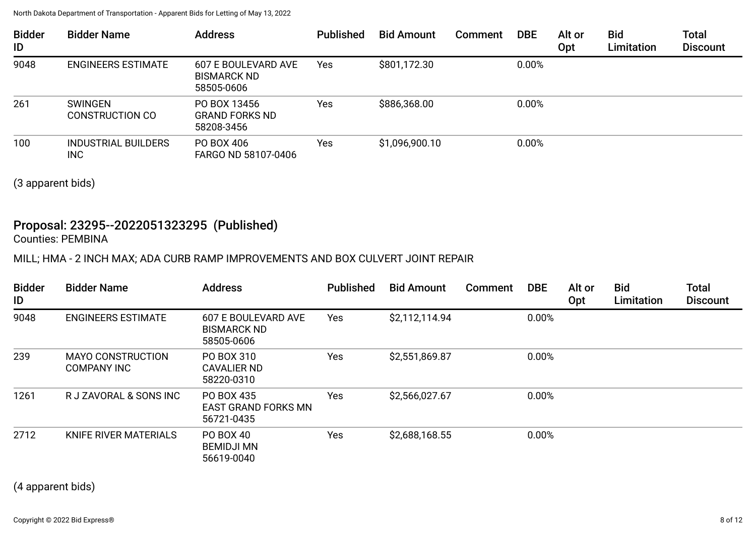| Bidder ID | Bidder Name | Address | Published | Bid Amount | Comment | DBE | Alt or Opt | Bid Limitation | Total Discount |
|---|---|---|---|---|---|---|---|---|---|
| 9048 | ENGINEERS ESTIMATE | 607 E BOULEVARD AVE BISMARCK ND 58505-0606 | Yes | $801,172.30 | | 0.00% | | | |
| 261 | SWINGEN CONSTRUCTION CO | PO BOX 13456 GRAND FORKS ND 58208-3456 | Yes | $886,368.00 | | 0.00% | | | |
| 100 | INDUSTRIAL BUILDERS INC | PO BOX 406 FARGO ND 58107-0406 | Yes | $1,096,900.10 | | 0.00% | | | |

(3 apparent bids)

## Proposal: 23295--2022051323295 (Published)

Counties: PEMBINA

MILL; HMA - 2 INCH MAX; ADA CURB RAMP IMPROVEMENTS AND BOX CULVERT JOINT REPAIR

| Bidder ID | Bidder Name | Address | Published | Bid Amount | Comment | DBE | Alt or Opt | Bid Limitation | Total Discount |
|---|---|---|---|---|---|---|---|---|---|
| 9048 | ENGINEERS ESTIMATE | 607 E BOULEVARD AVE BISMARCK ND 58505-0606 | Yes | $2,112,114.94 | | 0.00% | | | |
| 239 | MAYO CONSTRUCTION COMPANY INC | PO BOX 310 CAVALIER ND 58220-0310 | Yes | $2,551,869.87 | | 0.00% | | | |
| 1261 | R J ZAVORAL & SONS INC | PO BOX 435 EAST GRAND FORKS MN 56721-0435 | Yes | $2,566,027.67 | | 0.00% | | | |
| 2712 | KNIFE RIVER MATERIALS | PO BOX 40 BEMIDJI MN 56619-0040 | Yes | $2,688,168.55 | | 0.00% | | | |

(4 apparent bids)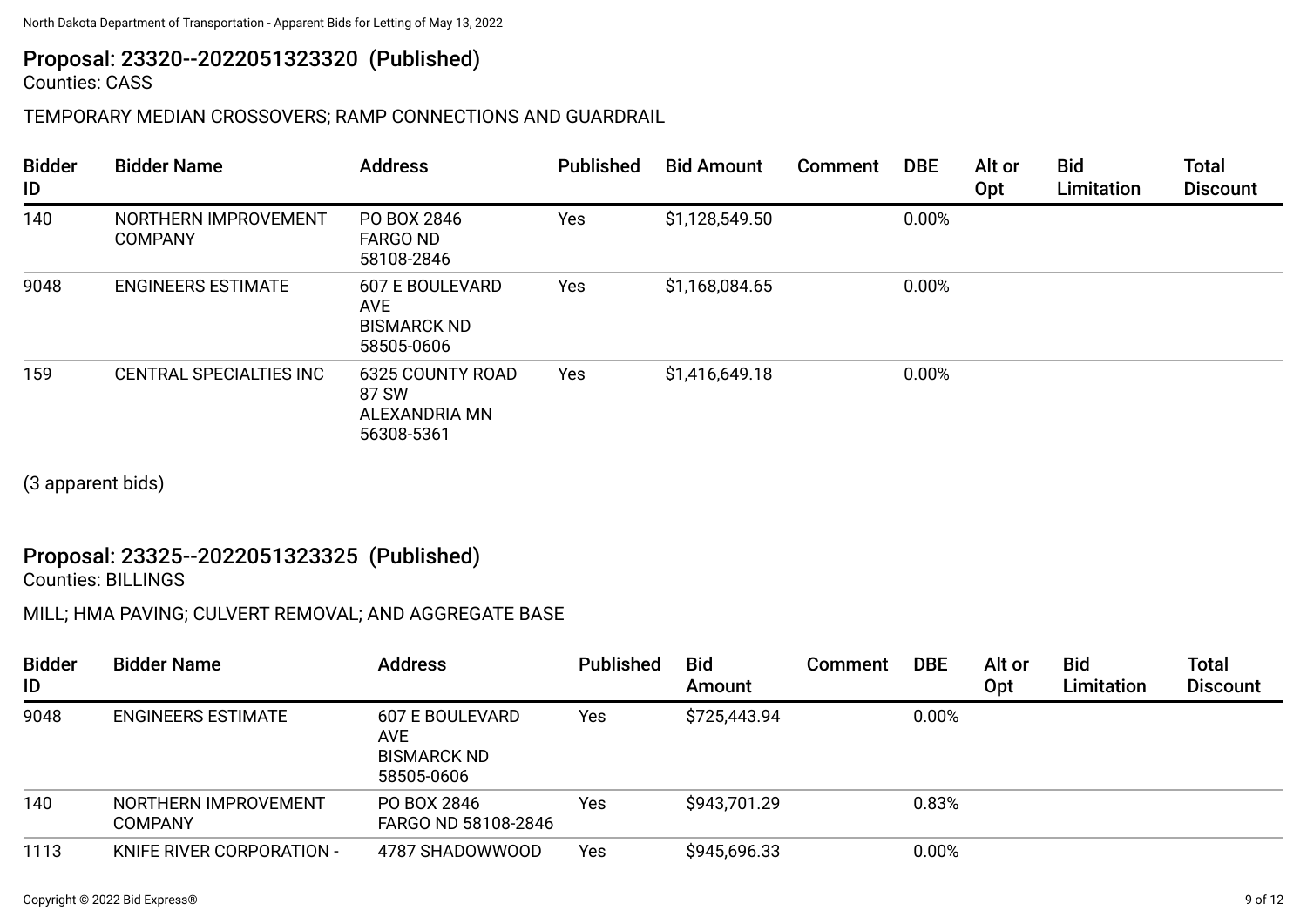## Proposal: 23320--2022051323320 (Published)

Counties: CASS

TEMPORARY MEDIAN CROSSOVERS; RAMP CONNECTIONS AND GUARDRAIL

| Bidder ID | Bidder Name | Address | Published | Bid Amount | Comment | DBE | Alt or Opt | Bid Limitation | Total Discount |
|---|---|---|---|---|---|---|---|---|---|
| 140 | NORTHERN IMPROVEMENT COMPANY | PO BOX 2846 FARGO ND 58108-2846 | Yes | $1,128,549.50 | | 0.00% | | | |
| 9048 | ENGINEERS ESTIMATE | 607 E BOULEVARD AVE BISMARCK ND 58505-0606 | Yes | $1,168,084.65 | | 0.00% | | | |
| 159 | CENTRAL SPECIALTIES INC | 6325 COUNTY ROAD 87 SW ALEXANDRIA MN 56308-5361 | Yes | $1,416,649.18 | | 0.00% | | | |

(3 apparent bids)

## Proposal: 23325--2022051323325 (Published)

Counties: BILLINGS

MILL; HMA PAVING; CULVERT REMOVAL; AND AGGREGATE BASE

| Bidder ID | Bidder Name | Address | Published | Bid Amount | Comment | DBE | Alt or Opt | Bid Limitation | Total Discount |
|---|---|---|---|---|---|---|---|---|---|
| 9048 | ENGINEERS ESTIMATE | 607 E BOULEVARD AVE BISMARCK ND 58505-0606 | Yes | $725,443.94 | | 0.00% | | | |
| 140 | NORTHERN IMPROVEMENT COMPANY | PO BOX 2846 FARGO ND 58108-2846 | Yes | $943,701.29 | | 0.83% | | | |
| 1113 | KNIFE RIVER CORPORATION - | 4787 SHADOWWOOD | Yes | $945,696.33 | | 0.00% | | | |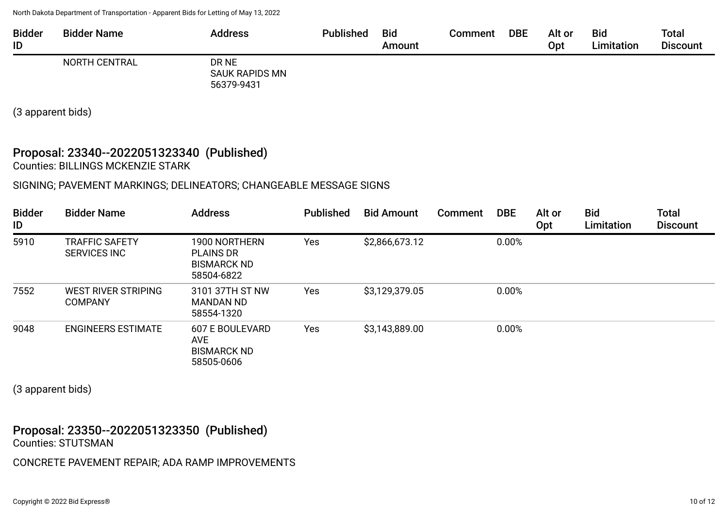| Bidder ID | Bidder Name | Address | Published | Bid Amount | Comment | DBE | Alt or Opt | Bid Limitation | Total Discount |
|---|---|---|---|---|---|---|---|---|---|
| | NORTH CENTRAL | DR NE SAUK RAPIDS MN 56379-9431 | | | | | | | |

(3 apparent bids)

## Proposal: 23340--2022051323340 (Published)

Counties: BILLINGS MCKENZIE STARK

SIGNING; PAVEMENT MARKINGS; DELINEATORS; CHANGEABLE MESSAGE SIGNS

| Bidder ID | Bidder Name | Address | Published | Bid Amount | Comment | DBE | Alt or Opt | Bid Limitation | Total Discount |
|---|---|---|---|---|---|---|---|---|---|
| 5910 | TRAFFIC SAFETY SERVICES INC | 1900 NORTHERN PLAINS DR BISMARCK ND 58504-6822 | Yes | $2,866,673.12 | | 0.00% | | | |
| 7552 | WEST RIVER STRIPING COMPANY | 3101 37TH ST NW MANDAN ND 58554-1320 | Yes | $3,129,379.05 | | 0.00% | | | |
| 9048 | ENGINEERS ESTIMATE | 607 E BOULEVARD AVE BISMARCK ND 58505-0606 | Yes | $3,143,889.00 | | 0.00% | | | |

(3 apparent bids)

## Proposal: 23350--2022051323350 (Published)

Counties: STUTSMAN

CONCRETE PAVEMENT REPAIR; ADA RAMP IMPROVEMENTS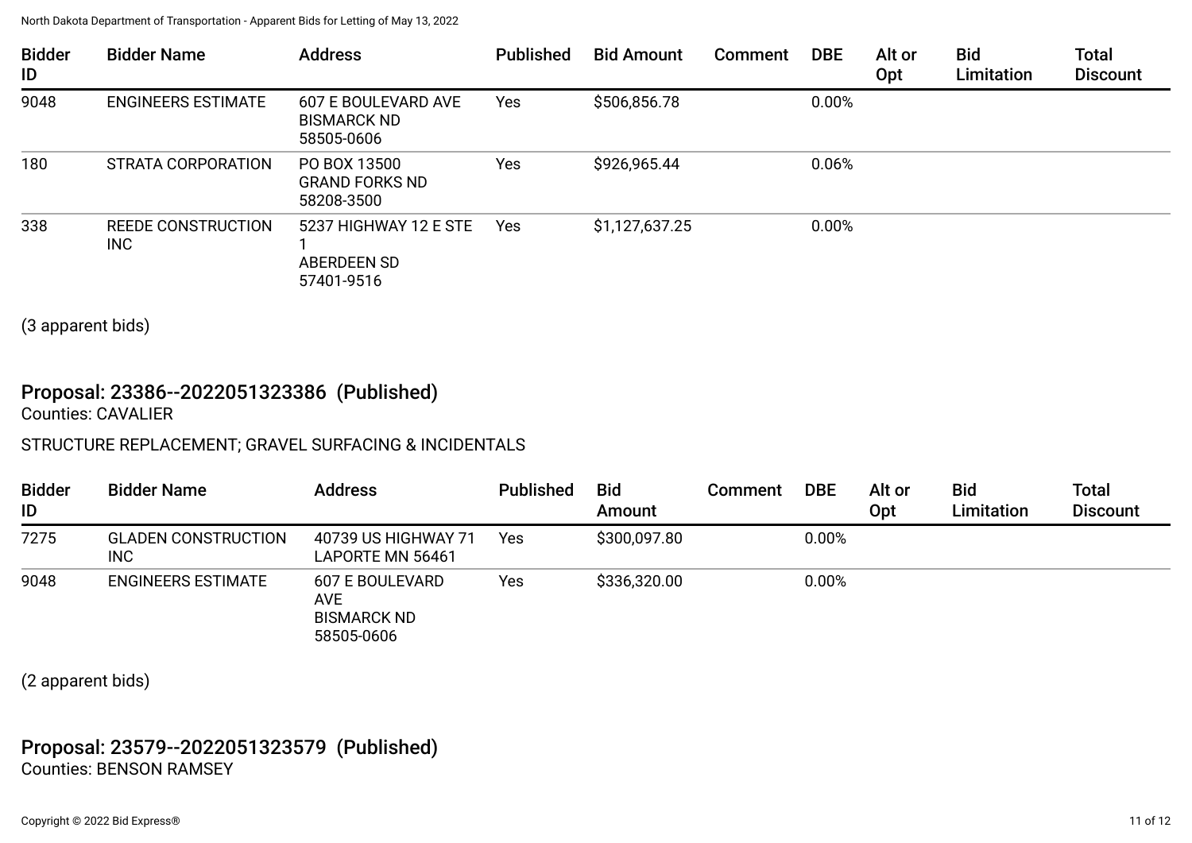| Bidder ID | Bidder Name | Address | Published | Bid Amount | Comment | DBE | Alt or Opt | Bid Limitation | Total Discount |
|---|---|---|---|---|---|---|---|---|---|
| 9048 | ENGINEERS ESTIMATE | 607 E BOULEVARD AVE BISMARCK ND 58505-0606 | Yes | $506,856.78 | | 0.00% | | | |
| 180 | STRATA CORPORATION | PO BOX 13500 GRAND FORKS ND 58208-3500 | Yes | $926,965.44 | | 0.06% | | | |
| 338 | REEDE CONSTRUCTION INC | 5237 HIGHWAY 12 E STE 1 ABERDEEN SD 57401-9516 | Yes | $1,127,637.25 | | 0.00% | | | |

(3 apparent bids)

## Proposal: 23386--2022051323386 (Published)

Counties: CAVALIER

STRUCTURE REPLACEMENT; GRAVEL SURFACING & INCIDENTALS

| Bidder ID | Bidder Name | Address | Published | Bid Amount | Comment | DBE | Alt or Opt | Bid Limitation | Total Discount |
|---|---|---|---|---|---|---|---|---|---|
| 7275 | GLADEN CONSTRUCTION INC | 40739 US HIGHWAY 71 LAPORTE MN 56461 | Yes | $300,097.80 | | 0.00% | | | |
| 9048 | ENGINEERS ESTIMATE | 607 E BOULEVARD AVE BISMARCK ND 58505-0606 | Yes | $336,320.00 | | 0.00% | | | |

(2 apparent bids)

## Proposal: 23579--2022051323579 (Published)

Counties: BENSON RAMSEY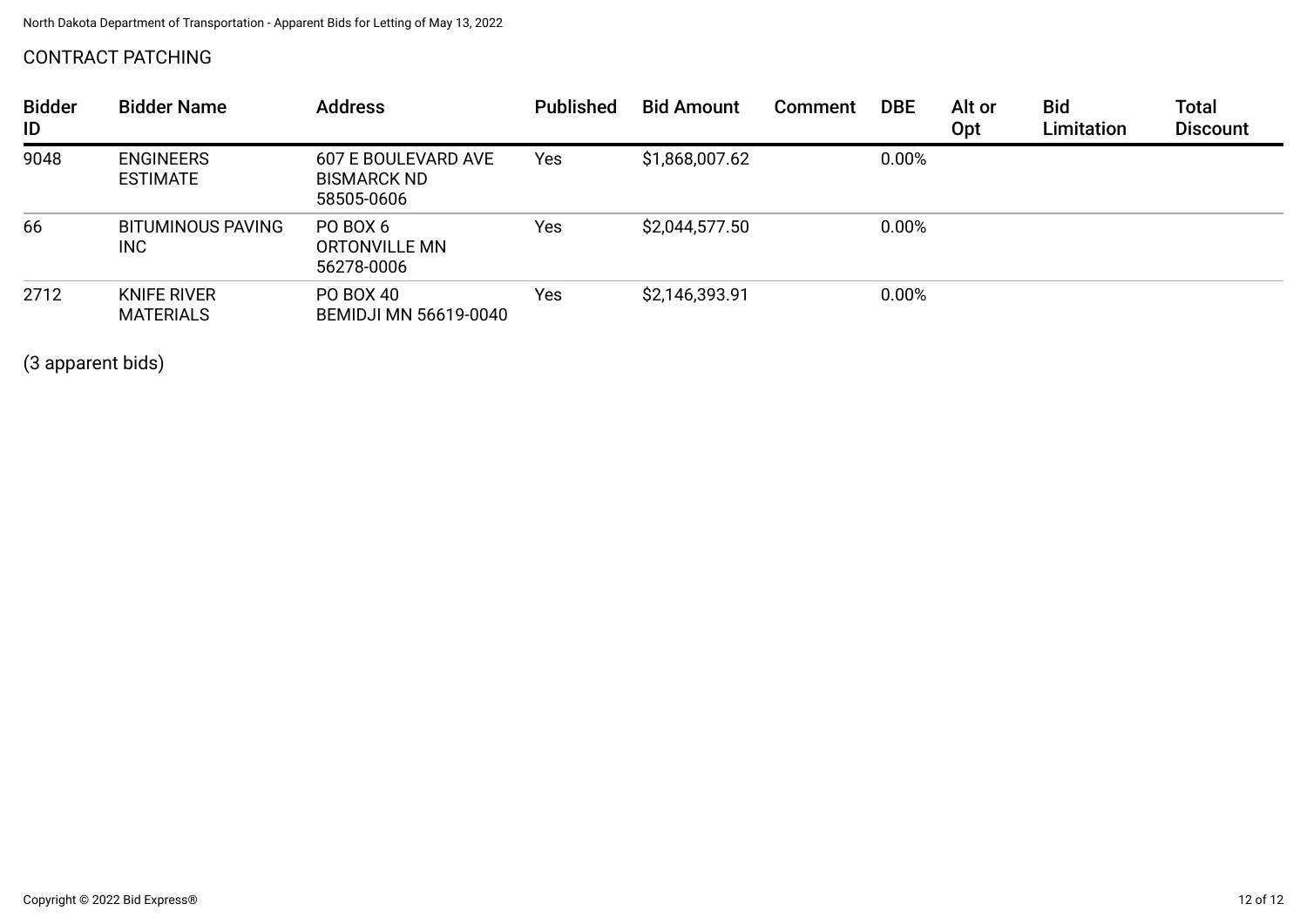CONTRACT PATCHING

| Bidder ID | Bidder Name | Address | Published | Bid Amount | Comment | DBE | Alt or Opt | Bid Limitation | Total Discount |
|---|---|---|---|---|---|---|---|---|---|
| 9048 | ENGINEERS ESTIMATE | 607 E BOULEVARD AVE BISMARCK ND 58505-0606 | Yes | $1,868,007.62 | | 0.00% | | | |
| 66 | BITUMINOUS PAVING INC | PO BOX 6 ORTONVILLE MN 56278-0006 | Yes | $2,044,577.50 | | 0.00% | | | |
| 2712 | KNIFE RIVER MATERIALS | PO BOX 40 BEMIDJI MN 56619-0040 | Yes | $2,146,393.91 | | 0.00% | | | |

(3 apparent bids)